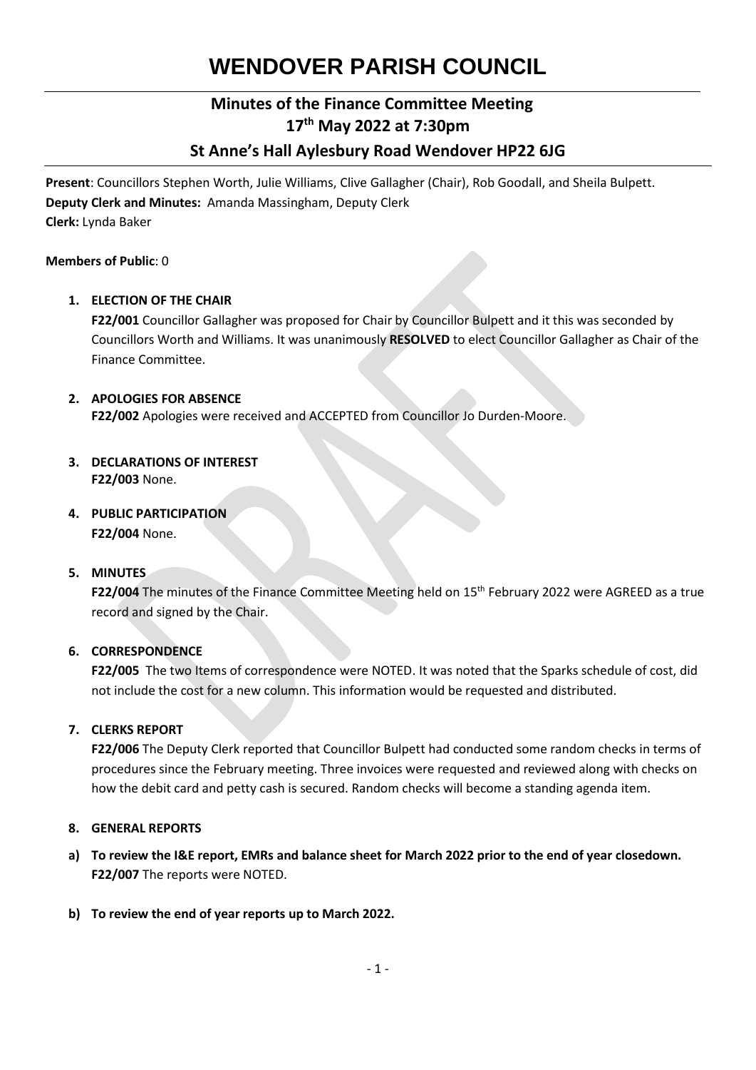# WENDOVER PARISH COUNCIL

## Minutes of the Finance Committee Meeting
## 17th May 2022 at 7:30pm
## St Anne's Hall Aylesbury Road Wendover HP22 6JG

**Present**: Councillors Stephen Worth, Julie Williams, Clive Gallagher (Chair), Rob Goodall, and Sheila Bulpett.
**Deputy Clerk and Minutes:** Amanda Massingham, Deputy Clerk
**Clerk:** Lynda Baker

**Members of Public**: 0

1. **ELECTION OF THE CHAIR**
   **F22/001** Councillor Gallagher was proposed for Chair by Councillor Bulpett and it this was seconded by Councillors Worth and Williams. It was unanimously **RESOLVED** to elect Councillor Gallagher as Chair of the Finance Committee.

2. **APOLOGIES FOR ABSENCE**
   **F22/002** Apologies were received and ACCEPTED from Councillor Jo Durden-Moore.

3. **DECLARATIONS OF INTEREST**
   **F22/003** None.

4. **PUBLIC PARTICIPATION**
   **F22/004** None.

5. **MINUTES**
   **F22/004** The minutes of the Finance Committee Meeting held on 15th February 2022 were AGREED as a true record and signed by the Chair.

6. **CORRESPONDENCE**
   **F22/005** The two Items of correspondence were NOTED. It was noted that the Sparks schedule of cost, did not include the cost for a new column. This information would be requested and distributed.

7. **CLERKS REPORT**
   **F22/006** The Deputy Clerk reported that Councillor Bulpett had conducted some random checks in terms of procedures since the February meeting. Three invoices were requested and reviewed along with checks on how the debit card and petty cash is secured. Random checks will become a standing agenda item.

8. **GENERAL REPORTS**

a) **To review the I&E report, EMRs and balance sheet for March 2022 prior to the end of year closedown.**
   **F22/007** The reports were NOTED.

b) **To review the end of year reports up to March 2022.**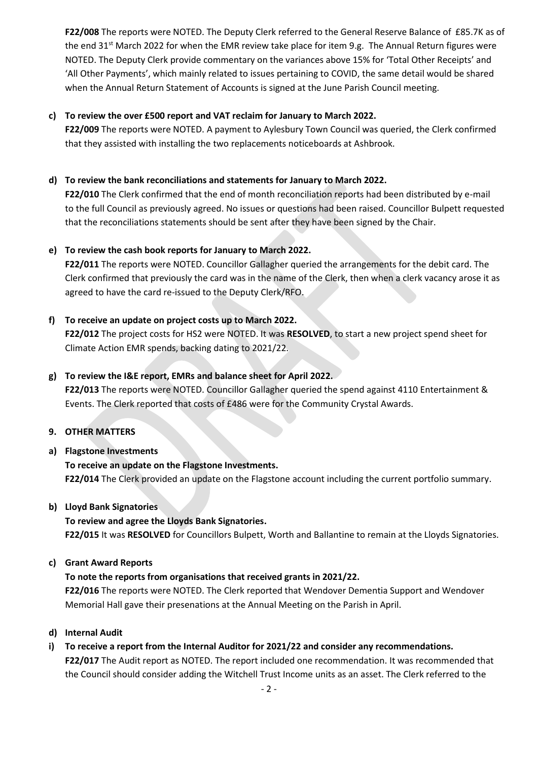**F22/008** The reports were NOTED. The Deputy Clerk referred to the General Reserve Balance of £85.7K as of the end 31st March 2022 for when the EMR review take place for item 9.g. The Annual Return figures were NOTED. The Deputy Clerk provide commentary on the variances above 15% for 'Total Other Receipts' and 'All Other Payments', which mainly related to issues pertaining to COVID, the same detail would be shared when the Annual Return Statement of Accounts is signed at the June Parish Council meeting.

**c) To review the over £500 report and VAT reclaim for January to March 2022.**

**F22/009** The reports were NOTED. A payment to Aylesbury Town Council was queried, the Clerk confirmed that they assisted with installing the two replacements noticeboards at Ashbrook.

**d) To review the bank reconciliations and statements for January to March 2022.**

**F22/010** The Clerk confirmed that the end of month reconciliation reports had been distributed by e-mail to the full Council as previously agreed. No issues or questions had been raised. Councillor Bulpett requested that the reconciliations statements should be sent after they have been signed by the Chair.

**e) To review the cash book reports for January to March 2022.**

**F22/011** The reports were NOTED. Councillor Gallagher queried the arrangements for the debit card. The Clerk confirmed that previously the card was in the name of the Clerk, then when a clerk vacancy arose it as agreed to have the card re-issued to the Deputy Clerk/RFO.

**f) To receive an update on project costs up to March 2022.**

**F22/012** The project costs for HS2 were NOTED. It was **RESOLVED**, to start a new project spend sheet for Climate Action EMR spends, backing dating to 2021/22.

**g) To review the I&E report, EMRs and balance sheet for April 2022.**

**F22/013** The reports were NOTED. Councillor Gallagher queried the spend against 4110 Entertainment & Events. The Clerk reported that costs of £486 were for the Community Crystal Awards.

**9. OTHER MATTERS**

**a) Flagstone Investments**

**To receive an update on the Flagstone Investments.**

**F22/014** The Clerk provided an update on the Flagstone account including the current portfolio summary.

**b) Lloyd Bank Signatories**

**To review and agree the Lloyds Bank Signatories.**

**F22/015** It was **RESOLVED** for Councillors Bulpett, Worth and Ballantine to remain at the Lloyds Signatories.

**c) Grant Award Reports**

**To note the reports from organisations that received grants in 2021/22.**

**F22/016** The reports were NOTED. The Clerk reported that Wendover Dementia Support and Wendover Memorial Hall gave their presenations at the Annual Meeting on the Parish in April.

**d) Internal Audit**

**i) To receive a report from the Internal Auditor for 2021/22 and consider any recommendations.**

**F22/017** The Audit report as NOTED. The report included one recommendation. It was recommended that the Council should consider adding the Witchell Trust Income units as an asset. The Clerk referred to the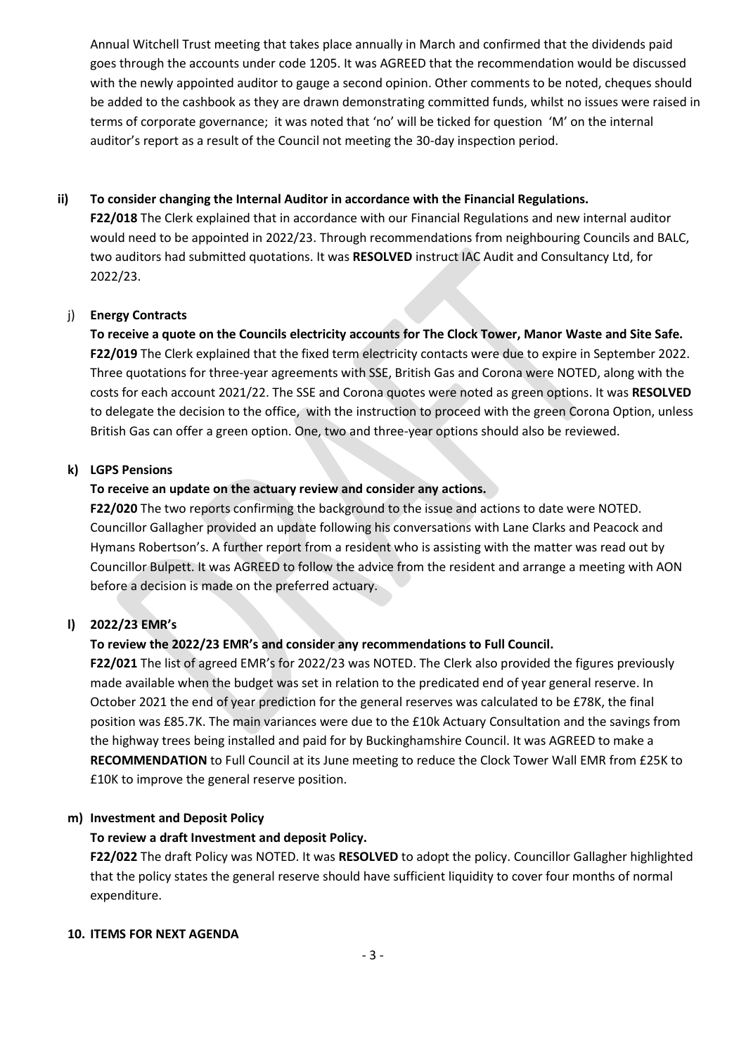Annual Witchell Trust meeting that takes place annually in March and confirmed that the dividends paid goes through the accounts under code 1205. It was AGREED that the recommendation would be discussed with the newly appointed auditor to gauge a second opinion. Other comments to be noted, cheques should be added to the cashbook as they are drawn demonstrating committed funds, whilst no issues were raised in terms of corporate governance; it was noted that 'no' will be ticked for question 'M' on the internal auditor's report as a result of the Council not meeting the 30-day inspection period.

**ii) To consider changing the Internal Auditor in accordance with the Financial Regulations.**

**F22/018** The Clerk explained that in accordance with our Financial Regulations and new internal auditor would need to be appointed in 2022/23. Through recommendations from neighbouring Councils and BALC, two auditors had submitted quotations. It was **RESOLVED** instruct IAC Audit and Consultancy Ltd, for 2022/23.

**j) Energy Contracts**

**To receive a quote on the Councils electricity accounts for The Clock Tower, Manor Waste and Site Safe.**

**F22/019** The Clerk explained that the fixed term electricity contacts were due to expire in September 2022. Three quotations for three-year agreements with SSE, British Gas and Corona were NOTED, along with the costs for each account 2021/22. The SSE and Corona quotes were noted as green options. It was **RESOLVED** to delegate the decision to the office, with the instruction to proceed with the green Corona Option, unless British Gas can offer a green option. One, two and three-year options should also be reviewed.

**k) LGPS Pensions**

**To receive an update on the actuary review and consider any actions.**

**F22/020** The two reports confirming the background to the issue and actions to date were NOTED. Councillor Gallagher provided an update following his conversations with Lane Clarks and Peacock and Hymans Robertson's. A further report from a resident who is assisting with the matter was read out by Councillor Bulpett. It was AGREED to follow the advice from the resident and arrange a meeting with AON before a decision is made on the preferred actuary.

**l) 2022/23 EMR's**

**To review the 2022/23 EMR's and consider any recommendations to Full Council.**

**F22/021** The list of agreed EMR's for 2022/23 was NOTED. The Clerk also provided the figures previously made available when the budget was set in relation to the predicated end of year general reserve. In October 2021 the end of year prediction for the general reserves was calculated to be £78K, the final position was £85.7K. The main variances were due to the £10k Actuary Consultation and the savings from the highway trees being installed and paid for by Buckinghamshire Council. It was AGREED to make a **RECOMMENDATION** to Full Council at its June meeting to reduce the Clock Tower Wall EMR from £25K to £10K to improve the general reserve position.

**m) Investment and Deposit Policy**

**To review a draft Investment and deposit Policy.**

**F22/022** The draft Policy was NOTED. It was **RESOLVED** to adopt the policy. Councillor Gallagher highlighted that the policy states the general reserve should have sufficient liquidity to cover four months of normal expenditure.

**10. ITEMS FOR NEXT AGENDA**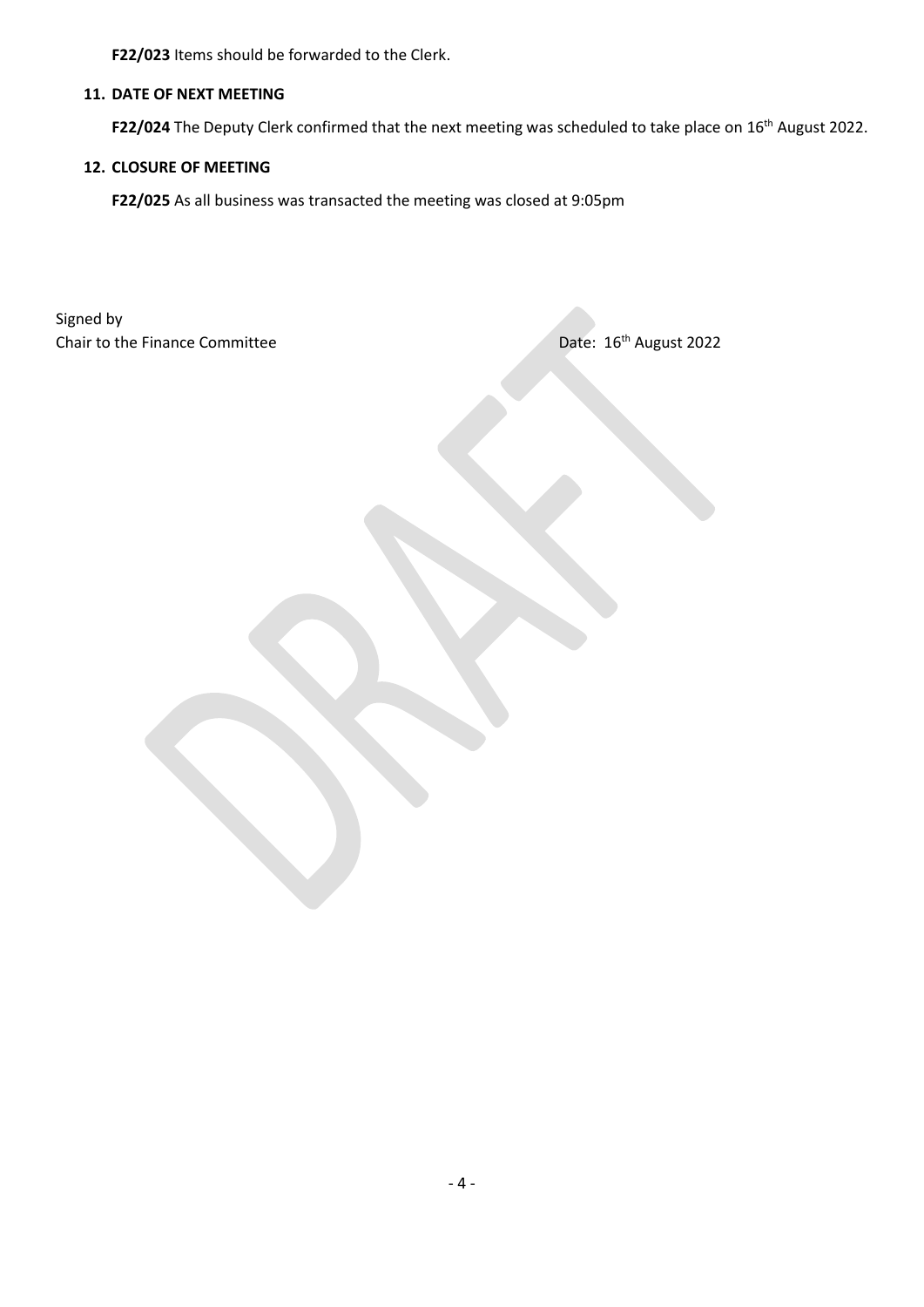**F22/023** Items should be forwarded to the Clerk.

## 11. DATE OF NEXT MEETING

**F22/024** The Deputy Clerk confirmed that the next meeting was scheduled to take place on 16th August 2022.

## 12. CLOSURE OF MEETING

**F22/025** As all business was transacted the meeting was closed at 9:05pm

Signed by
Chair to the Finance Committee

Date: 16th August 2022

DRAFT